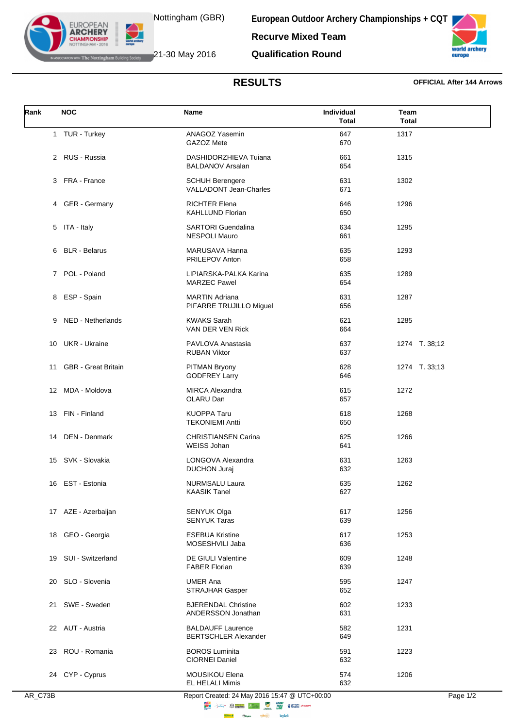Nottingham (GBR)

21-30 May 2016

# European Outdoor Archery Championships + CQT

## Recurve Mixed Team

## Qualification Round

### RESULTS

**OFFICIAL After 144 Arrows**

| Rank | NOC | Name | Individual Total | Team Total |
|---|---|---|---|---|
| 1 | TUR - Turkey | ANAGOZ Yasemin<br>GAZOZ Mete | 647<br>670 | 1317 |
| 2 | RUS - Russia | DASHIDORZHIEVA Tuiana<br>BALDANOV Arsalan | 661<br>654 | 1315 |
| 3 | FRA - France | SCHUH Berengere<br>VALLADONT Jean-Charles | 631<br>671 | 1302 |
| 4 | GER - Germany | RICHTER Elena<br>KAHLLUND Florian | 646<br>650 | 1296 |
| 5 | ITA - Italy | SARTORI Guendalina<br>NESPOLI Mauro | 634<br>661 | 1295 |
| 6 | BLR - Belarus | MARUSAVA Hanna<br>PRILEPOV Anton | 635<br>658 | 1293 |
| 7 | POL - Poland | LIPIARSKA-PALKA Karina<br>MARZEC Pawel | 635<br>654 | 1289 |
| 8 | ESP - Spain | MARTIN Adriana<br>PIFARRE TRUJILLO Miguel | 631<br>656 | 1287 |
| 9 | NED - Netherlands | KWAKS Sarah<br>VAN DER VEN Rick | 621<br>664 | 1285 |
| 10 | UKR - Ukraine | PAVLOVA Anastasia<br>RUBAN Viktor | 637<br>637 | 1274 T. 38;12 |
| 11 | GBR - Great Britain | PITMAN Bryony<br>GODFREY Larry | 628<br>646 | 1274 T. 33;13 |
| 12 | MDA - Moldova | MIRCA Alexandra<br>OLARU Dan | 615<br>657 | 1272 |
| 13 | FIN - Finland | KUOPPA Taru<br>TEKONIEMI Antti | 618<br>650 | 1268 |
| 14 | DEN - Denmark | CHRISTIANSEN Carina<br>WEISS Johan | 625<br>641 | 1266 |
| 15 | SVK - Slovakia | LONGOVA Alexandra<br>DUCHON Juraj | 631<br>632 | 1263 |
| 16 | EST - Estonia | NURMSALU Laura<br>KAASIK Tanel | 635<br>627 | 1262 |
| 17 | AZE - Azerbaijan | SENYUK Olga<br>SENYUK Taras | 617<br>639 | 1256 |
| 18 | GEO - Georgia | ESEBUA Kristine<br>MOSESHVILI Jaba | 617<br>636 | 1253 |
| 19 | SUI - Switzerland | DE GIULI Valentine<br>FABER Florian | 609<br>639 | 1248 |
| 20 | SLO - Slovenia | UMER Ana<br>STRAJHAR Gasper | 595<br>652 | 1247 |
| 21 | SWE - Sweden | BJERENDAL Christine<br>ANDERSSON Jonathan | 602<br>631 | 1233 |
| 22 | AUT - Austria | BALDAUFF Laurence<br>BERTSCHLER Alexander | 582<br>649 | 1231 |
| 23 | ROU - Romania | BOROS Luminita<br>CIORNEI Daniel | 591<br>632 | 1223 |
| 24 | CYP - Cyprus | MOUSIKOU Elena<br>EL HELALI Mimis | 574<br>632 | 1206 |

AR_C73B — Report Created: 24 May 2016 15:47 @ UTC+00:00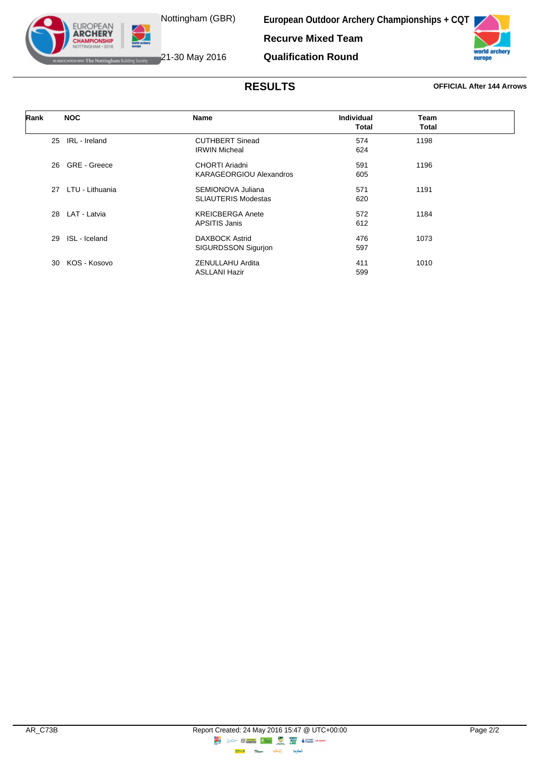## RESULTS

**OFFICIAL After 144 Arrows**

| Rank | NOC | Name | Individual Total | Team Total |
|---|---|---|---|---|
| 25 | IRL - Ireland | CUTHBERT Sinead | 574 | 1198 |
| | | IRWIN Micheal | 624 | |
| 26 | GRE - Greece | CHORTI Ariadni | 591 | 1196 |
| | | KARAGEORGIOU Alexandros | 605 | |
| 27 | LTU - Lithuania | SEMIONOVA Juliana | 571 | 1191 |
| | | SLIAUTERIS Modestas | 620 | |
| 28 | LAT - Latvia | KREICBERGA Anete | 572 | 1184 |
| | | APSITIS Janis | 612 | |
| 29 | ISL - Iceland | DAXBOCK Astrid | 476 | 1073 |
| | | SIGURDSSON Sigurjon | 597 | |
| 30 | KOS - Kosovo | ZENULLAHU Ardita | 411 | 1010 |
| | | ASLLANI Hazir | 599 | |

AR_C73B

Report Created: 24 May 2016 15:47 @ UTC+00:00